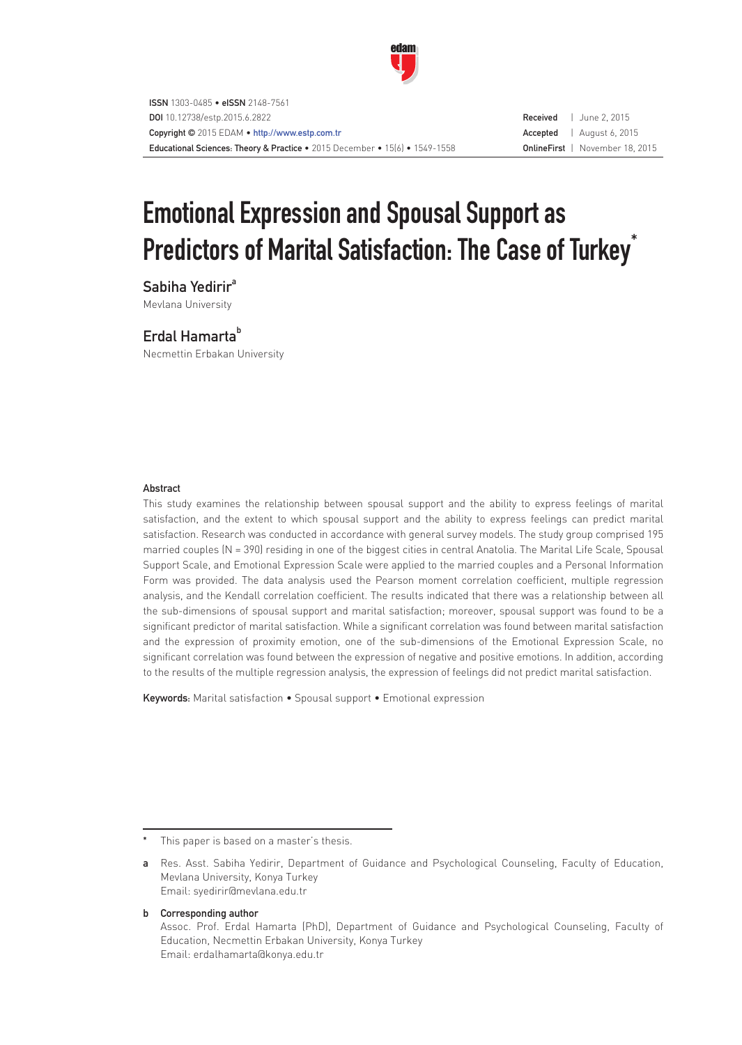ISSN 1303-0485 • eISSN 2148-7561
DOI 10.12738/estp.2015.6.2822
Copyright © 2015 EDAM • http://www.estp.com.tr
Educational Sciences: Theory & Practice • 2015 December • 15(6) • 1549-1558

Received | June 2, 2015
Accepted | August 6, 2015
OnlineFirst | November 18, 2015

# Emotional Expression and Spousal Support as Predictors of Marital Satisfaction: The Case of Turkey*

## Sabiha Yedirir[a]

Mevlana University

## Erdal Hamarta[b]

Necmettin Erbakan University

### Abstract

This study examines the relationship between spousal support and the ability to express feelings of marital satisfaction, and the extent to which spousal support and the ability to express feelings can predict marital satisfaction. Research was conducted in accordance with general survey models. The study group comprised 195 married couples (N = 390) residing in one of the biggest cities in central Anatolia. The Marital Life Scale, Spousal Support Scale, and Emotional Expression Scale were applied to the married couples and a Personal Information Form was provided. The data analysis used the Pearson moment correlation coefficient, multiple regression analysis, and the Kendall correlation coefficient. The results indicated that there was a relationship between all the sub-dimensions of spousal support and marital satisfaction; moreover, spousal support was found to be a significant predictor of marital satisfaction. While a significant correlation was found between marital satisfaction and the expression of proximity emotion, one of the sub-dimensions of the Emotional Expression Scale, no significant correlation was found between the expression of negative and positive emotions. In addition, according to the results of the multiple regression analysis, the expression of feelings did not predict marital satisfaction.

**Keywords:** Marital satisfaction • Spousal support • Emotional expression

---

\* This paper is based on a master's thesis.

**a** Res. Asst. Sabiha Yedirir, Department of Guidance and Psychological Counseling, Faculty of Education, Mevlana University, Konya Turkey
Email: syedirir@mevlana.edu.tr

**b Corresponding author**
Assoc. Prof. Erdal Hamarta (PhD), Department of Guidance and Psychological Counseling, Faculty of Education, Necmettin Erbakan University, Konya Turkey
Email: erdalhamarta@konya.edu.tr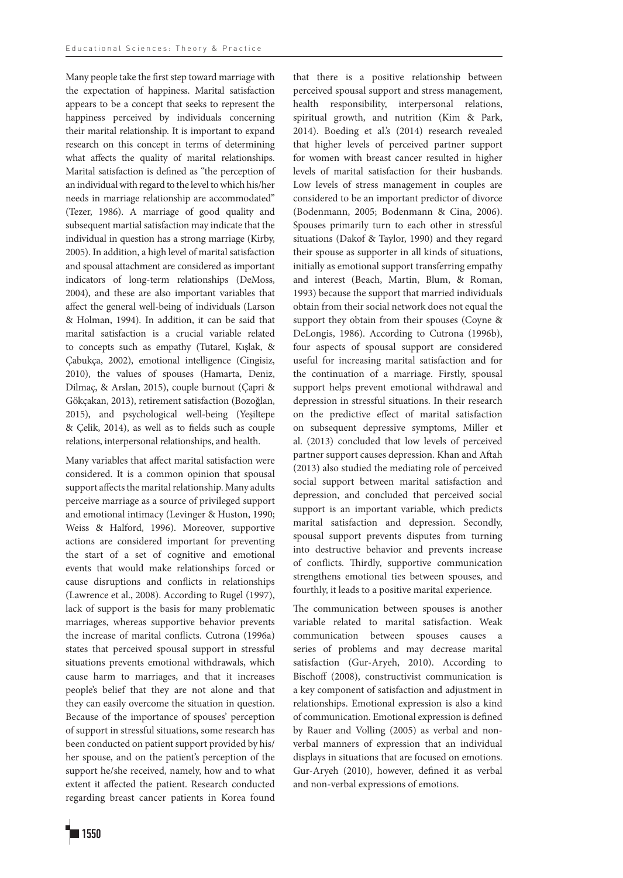Many people take the first step toward marriage with the expectation of happiness. Marital satisfaction appears to be a concept that seeks to represent the happiness perceived by individuals concerning their marital relationship. It is important to expand research on this concept in terms of determining what affects the quality of marital relationships. Marital satisfaction is defined as "the perception of an individual with regard to the level to which his/her needs in marriage relationship are accommodated" (Tezer, 1986). A marriage of good quality and subsequent martial satisfaction may indicate that the individual in question has a strong marriage (Kirby, 2005). In addition, a high level of marital satisfaction and spousal attachment are considered as important indicators of long-term relationships (DeMoss, 2004), and these are also important variables that affect the general well-being of individuals (Larson & Holman, 1994). In addition, it can be said that marital satisfaction is a crucial variable related to concepts such as empathy (Tutarel, Kışlak, & Çabukça, 2002), emotional intelligence (Cingisiz, 2010), the values of spouses (Hamarta, Deniz, Dilmaç, & Arslan, 2015), couple burnout (Çapri & Gökçakan, 2013), retirement satisfaction (Bozoğlan, 2015), and psychological well-being (Yeşiltepe & Çelik, 2014), as well as to fields such as couple relations, interpersonal relationships, and health.

Many variables that affect marital satisfaction were considered. It is a common opinion that spousal support affects the marital relationship. Many adults perceive marriage as a source of privileged support and emotional intimacy (Levinger & Huston, 1990; Weiss & Halford, 1996). Moreover, supportive actions are considered important for preventing the start of a set of cognitive and emotional events that would make relationships forced or cause disruptions and conflicts in relationships (Lawrence et al., 2008). According to Rugel (1997), lack of support is the basis for many problematic marriages, whereas supportive behavior prevents the increase of marital conflicts. Cutrona (1996a) states that perceived spousal support in stressful situations prevents emotional withdrawals, which cause harm to marriages, and that it increases people's belief that they are not alone and that they can easily overcome the situation in question. Because of the importance of spouses' perception of support in stressful situations, some research has been conducted on patient support provided by his/her spouse, and on the patient's perception of the support he/she received, namely, how and to what extent it affected the patient. Research conducted regarding breast cancer patients in Korea found that there is a positive relationship between perceived spousal support and stress management, health responsibility, interpersonal relations, spiritual growth, and nutrition (Kim & Park, 2014). Boeding et al.'s (2014) research revealed that higher levels of perceived partner support for women with breast cancer resulted in higher levels of marital satisfaction for their husbands. Low levels of stress management in couples are considered to be an important predictor of divorce (Bodenmann, 2005; Bodenmann & Cina, 2006). Spouses primarily turn to each other in stressful situations (Dakof & Taylor, 1990) and they regard their spouse as supporter in all kinds of situations, initially as emotional support transferring empathy and interest (Beach, Martin, Blum, & Roman, 1993) because the support that married individuals obtain from their social network does not equal the support they obtain from their spouses (Coyne & DeLongis, 1986). According to Cutrona (1996b), four aspects of spousal support are considered useful for increasing marital satisfaction and for the continuation of a marriage. Firstly, spousal support helps prevent emotional withdrawal and depression in stressful situations. In their research on the predictive effect of marital satisfaction on subsequent depressive symptoms, Miller et al. (2013) concluded that low levels of perceived partner support causes depression. Khan and Aftah (2013) also studied the mediating role of perceived social support between marital satisfaction and depression, and concluded that perceived social support is an important variable, which predicts marital satisfaction and depression. Secondly, spousal support prevents disputes from turning into destructive behavior and prevents increase of conflicts. Thirdly, supportive communication strengthens emotional ties between spouses, and fourthly, it leads to a positive marital experience.

The communication between spouses is another variable related to marital satisfaction. Weak communication between spouses causes a series of problems and may decrease marital satisfaction (Gur-Aryeh, 2010). According to Bischoff (2008), constructivist communication is a key component of satisfaction and adjustment in relationships. Emotional expression is also a kind of communication. Emotional expression is defined by Rauer and Volling (2005) as verbal and non-verbal manners of expression that an individual displays in situations that are focused on emotions. Gur-Aryeh (2010), however, defined it as verbal and non-verbal expressions of emotions.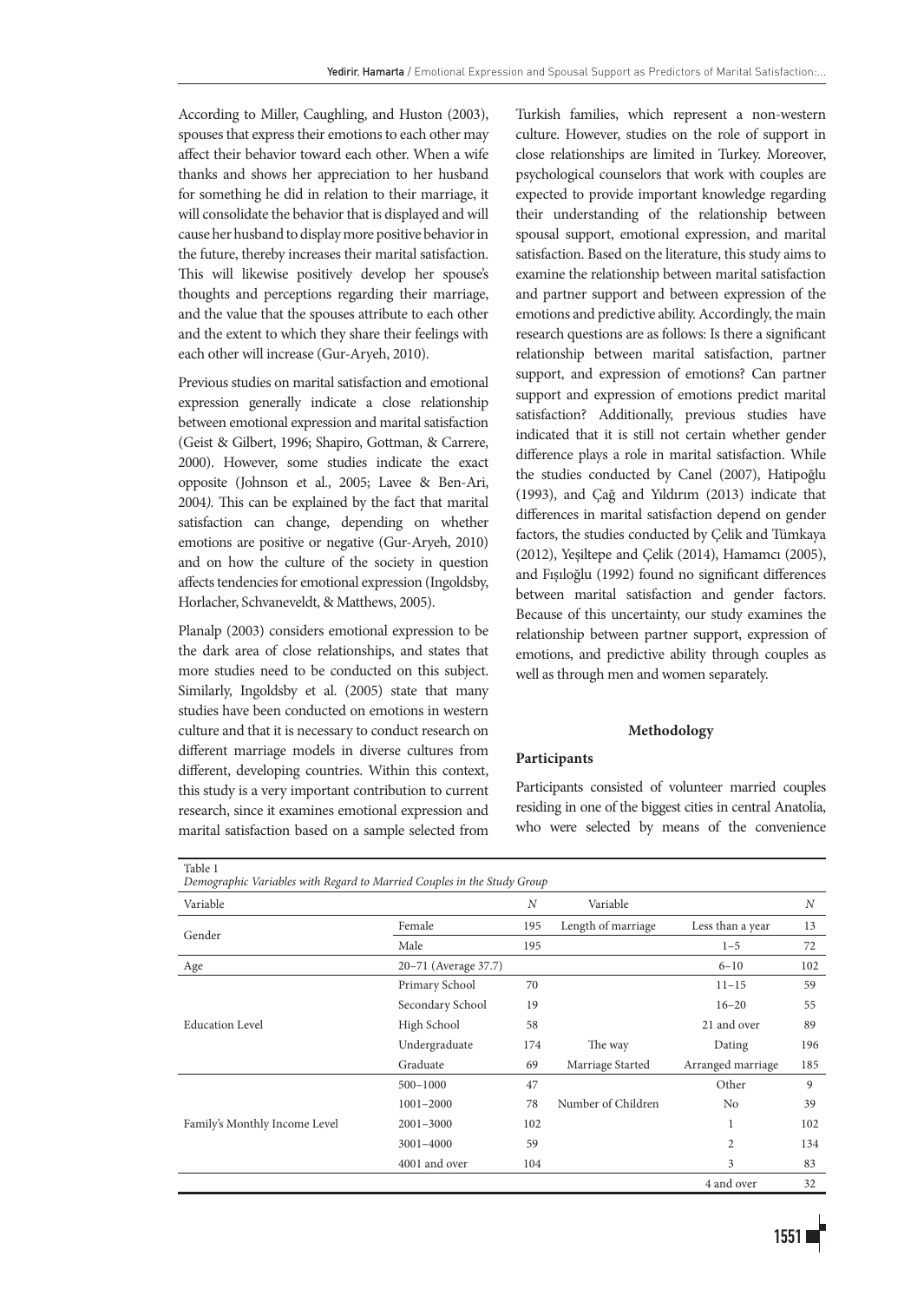According to Miller, Caughling, and Huston (2003), spouses that express their emotions to each other may affect their behavior toward each other. When a wife thanks and shows her appreciation to her husband for something he did in relation to their marriage, it will consolidate the behavior that is displayed and will cause her husband to display more positive behavior in the future, thereby increases their marital satisfaction. This will likewise positively develop her spouse's thoughts and perceptions regarding their marriage, and the value that the spouses attribute to each other and the extent to which they share their feelings with each other will increase (Gur-Aryeh, 2010).

Previous studies on marital satisfaction and emotional expression generally indicate a close relationship between emotional expression and marital satisfaction (Geist & Gilbert, 1996; Shapiro, Gottman, & Carrere, 2000). However, some studies indicate the exact opposite (Johnson et al., 2005; Lavee & Ben-Ari, 2004*).* This can be explained by the fact that marital satisfaction can change, depending on whether emotions are positive or negative (Gur-Aryeh, 2010) and on how the culture of the society in question affects tendencies for emotional expression (Ingoldsby, Horlacher, Schvaneveldt, & Matthews, 2005).

Planalp (2003) considers emotional expression to be the dark area of close relationships, and states that more studies need to be conducted on this subject. Similarly, Ingoldsby et al. (2005) state that many studies have been conducted on emotions in western culture and that it is necessary to conduct research on different marriage models in diverse cultures from different, developing countries. Within this context, this study is a very important contribution to current research, since it examines emotional expression and marital satisfaction based on a sample selected from Turkish families, which represent a non-western culture. However, studies on the role of support in close relationships are limited in Turkey. Moreover, psychological counselors that work with couples are expected to provide important knowledge regarding their understanding of the relationship between spousal support, emotional expression, and marital satisfaction. Based on the literature, this study aims to examine the relationship between marital satisfaction and partner support and between expression of the emotions and predictive ability. Accordingly, the main research questions are as follows: Is there a significant relationship between marital satisfaction, partner support, and expression of emotions? Can partner support and expression of emotions predict marital satisfaction? Additionally, previous studies have indicated that it is still not certain whether gender difference plays a role in marital satisfaction. While the studies conducted by Canel (2007), Hatipoğlu (1993), and Çağ and Yıldırım (2013) indicate that differences in marital satisfaction depend on gender factors, the studies conducted by Çelik and Tümkaya (2012), Yeşiltepe and Çelik (2014), Hamamcı (2005), and Fışıloğlu (1992) found no significant differences between marital satisfaction and gender factors. Because of this uncertainty, our study examines the relationship between partner support, expression of emotions, and predictive ability through couples as well as through men and women separately.

## Methodology

### Participants

Participants consisted of volunteer married couples residing in one of the biggest cities in central Anatolia, who were selected by means of the convenience

Table 1
*Demographic Variables with Regard to Married Couples in the Study Group*

| Variable | | *N* | Variable | | *N* |
|---|---|---|---|---|---|
| Gender | Female | 195 | Length of marriage | Less than a year | 13 |
| | Male | 195 | | 1–5 | 72 |
| Age | 20–71 (Average 37.7) | | | 6–10 | 102 |
| Education Level | Primary School | 70 | | 11–15 | 59 |
| | Secondary School | 19 | | 16–20 | 55 |
| | High School | 58 | | 21 and over | 89 |
| | Undergraduate | 174 | The way Marriage Started | Dating | 196 |
| | Graduate | 69 | | Arranged marriage | 185 |
| Family's Monthly Income Level | 500–1000 | 47 | | Other | 9 |
| | 1001–2000 | 78 | Number of Children | No | 39 |
| | 2001–3000 | 102 | | 1 | 102 |
| | 3001–4000 | 59 | | 2 | 134 |
| | 4001 and over | 104 | | 3 | 83 |
| | | | | 4 and over | 32 |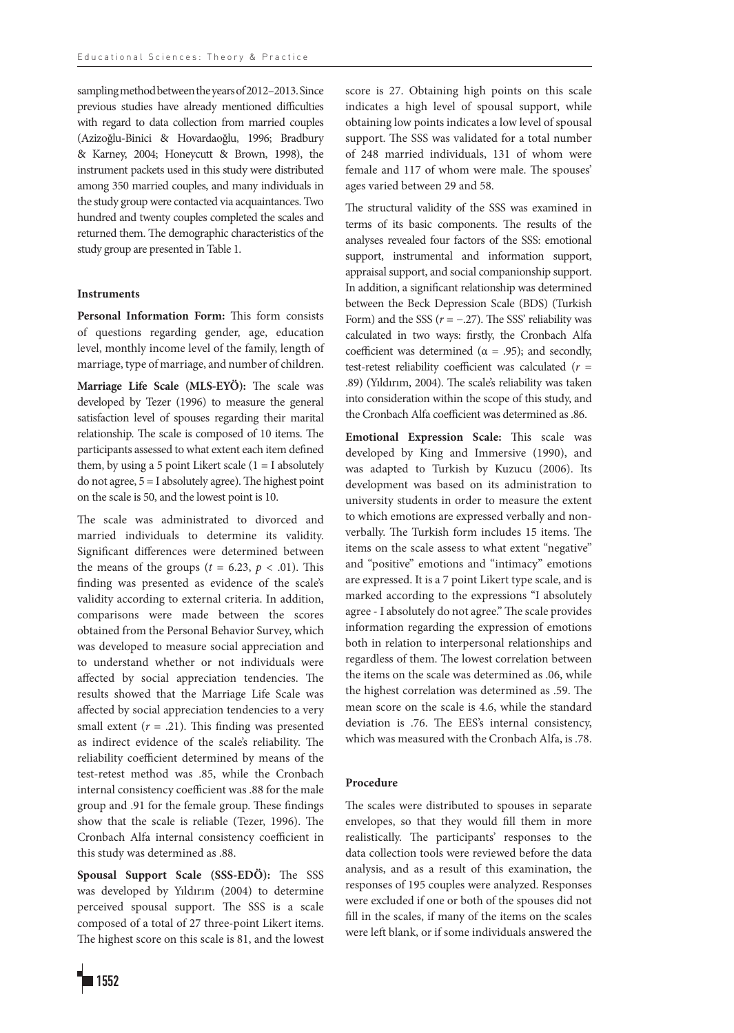sampling method between the years of 2012–2013. Since previous studies have already mentioned difficulties with regard to data collection from married couples (Azizoğlu-Binici & Hovardaoğlu, 1996; Bradbury & Karney, 2004; Honeycutt & Brown, 1998), the instrument packets used in this study were distributed among 350 married couples, and many individuals in the study group were contacted via acquaintances. Two hundred and twenty couples completed the scales and returned them. The demographic characteristics of the study group are presented in Table 1.

### Instruments

**Personal Information Form:** This form consists of questions regarding gender, age, education level, monthly income level of the family, length of marriage, type of marriage, and number of children.

**Marriage Life Scale (MLS-EYÖ):** The scale was developed by Tezer (1996) to measure the general satisfaction level of spouses regarding their marital relationship. The scale is composed of 10 items. The participants assessed to what extent each item defined them, by using a 5 point Likert scale (1 = I absolutely do not agree, 5 = I absolutely agree). The highest point on the scale is 50, and the lowest point is 10.

The scale was administrated to divorced and married individuals to determine its validity. Significant differences were determined between the means of the groups ($t$ = 6.23, $p$ < .01). This finding was presented as evidence of the scale's validity according to external criteria. In addition, comparisons were made between the scores obtained from the Personal Behavior Survey, which was developed to measure social appreciation and to understand whether or not individuals were affected by social appreciation tendencies. The results showed that the Marriage Life Scale was affected by social appreciation tendencies to a very small extent ($r$ = .21). This finding was presented as indirect evidence of the scale's reliability. The reliability coefficient determined by means of the test-retest method was .85, while the Cronbach internal consistency coefficient was .88 for the male group and .91 for the female group. These findings show that the scale is reliable (Tezer, 1996). The Cronbach Alfa internal consistency coefficient in this study was determined as .88.

**Spousal Support Scale (SSS-EDÖ):** The SSS was developed by Yıldırım (2004) to determine perceived spousal support. The SSS is a scale composed of a total of 27 three-point Likert items. The highest score on this scale is 81, and the lowest score is 27. Obtaining high points on this scale indicates a high level of spousal support, while obtaining low points indicates a low level of spousal support. The SSS was validated for a total number of 248 married individuals, 131 of whom were female and 117 of whom were male. The spouses' ages varied between 29 and 58.

The structural validity of the SSS was examined in terms of its basic components. The results of the analyses revealed four factors of the SSS: emotional support, instrumental and information support, appraisal support, and social companionship support. In addition, a significant relationship was determined between the Beck Depression Scale (BDS) (Turkish Form) and the SSS ($r$ = −.27). The SSS' reliability was calculated in two ways: firstly, the Cronbach Alfa coefficient was determined ($\alpha$ = .95); and secondly, test-retest reliability coefficient was calculated ($r$ = .89) (Yıldırım, 2004). The scale's reliability was taken into consideration within the scope of this study, and the Cronbach Alfa coefficient was determined as .86.

**Emotional Expression Scale:** This scale was developed by King and Immersive (1990), and was adapted to Turkish by Kuzucu (2006). Its development was based on its administration to university students in order to measure the extent to which emotions are expressed verbally and non-verbally. The Turkish form includes 15 items. The items on the scale assess to what extent "negative" and "positive" emotions and "intimacy" emotions are expressed. It is a 7 point Likert type scale, and is marked according to the expressions "I absolutely agree - I absolutely do not agree." The scale provides information regarding the expression of emotions both in relation to interpersonal relationships and regardless of them. The lowest correlation between the items on the scale was determined as .06, while the highest correlation was determined as .59. The mean score on the scale is 4.6, while the standard deviation is .76. The EES's internal consistency, which was measured with the Cronbach Alfa, is .78.

### Procedure

The scales were distributed to spouses in separate envelopes, so that they would fill them in more realistically. The participants' responses to the data collection tools were reviewed before the data analysis, and as a result of this examination, the responses of 195 couples were analyzed. Responses were excluded if one or both of the spouses did not fill in the scales, if many of the items on the scales were left blank, or if some individuals answered the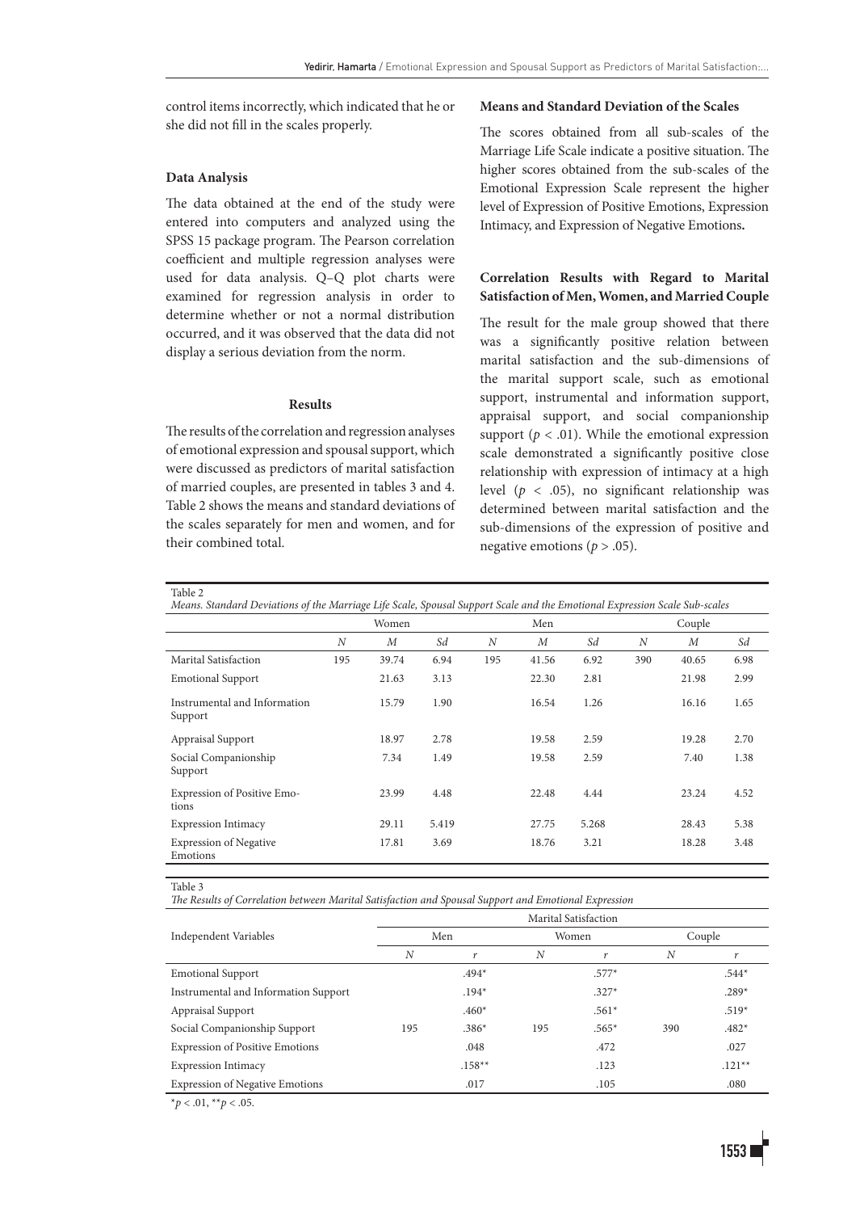control items incorrectly, which indicated that he or she did not fill in the scales properly.

### Data Analysis

The data obtained at the end of the study were entered into computers and analyzed using the SPSS 15 package program. The Pearson correlation coefficient and multiple regression analyses were used for data analysis. Q–Q plot charts were examined for regression analysis in order to determine whether or not a normal distribution occurred, and it was observed that the data did not display a serious deviation from the norm.

## Results

The results of the correlation and regression analyses of emotional expression and spousal support, which were discussed as predictors of marital satisfaction of married couples, are presented in tables 3 and 4. Table 2 shows the means and standard deviations of the scales separately for men and women, and for their combined total.

### Means and Standard Deviation of the Scales

The scores obtained from all sub-scales of the Marriage Life Scale indicate a positive situation. The higher scores obtained from the sub-scales of the Emotional Expression Scale represent the higher level of Expression of Positive Emotions, Expression Intimacy, and Expression of Negative Emotions**.**

### Correlation Results with Regard to Marital Satisfaction of Men, Women, and Married Couple

The result for the male group showed that there was a significantly positive relation between marital satisfaction and the sub-dimensions of the marital support scale, such as emotional support, instrumental and information support, appraisal support, and social companionship support ($p < .01$). While the emotional expression scale demonstrated a significantly positive close relationship with expression of intimacy at a high level ($p < .05$), no significant relationship was determined between marital satisfaction and the sub-dimensions of the expression of positive and negative emotions ($p > .05$).

Table 2
*Means. Standard Deviations of the Marriage Life Scale, Spousal Support Scale and the Emotional Expression Scale Sub-scales*

| | Women | | | Men | | | Couple | | |
|---|---|---|---|---|---|---|---|---|---|
| | *N* | *M* | *Sd* | *N* | *M* | *Sd* | *N* | *M* | *Sd* |
| Marital Satisfaction | 195 | 39.74 | 6.94 | 195 | 41.56 | 6.92 | 390 | 40.65 | 6.98 |
| Emotional Support | | 21.63 | 3.13 | | 22.30 | 2.81 | | 21.98 | 2.99 |
| Instrumental and Information Support | | 15.79 | 1.90 | | 16.54 | 1.26 | | 16.16 | 1.65 |
| Appraisal Support | | 18.97 | 2.78 | | 19.58 | 2.59 | | 19.28 | 2.70 |
| Social Companionship Support | | 7.34 | 1.49 | | 19.58 | 2.59 | | 7.40 | 1.38 |
| Expression of Positive Emotions | | 23.99 | 4.48 | | 22.48 | 4.44 | | 23.24 | 4.52 |
| Expression Intimacy | | 29.11 | 5.419 | | 27.75 | 5.268 | | 28.43 | 5.38 |
| Expression of Negative Emotions | | 17.81 | 3.69 | | 18.76 | 3.21 | | 18.28 | 3.48 |

Table 3
*The Results of Correlation between Marital Satisfaction and Spousal Support and Emotional Expression*

| Independent Variables | Marital Satisfaction | | | | | |
|---|---|---|---|---|---|---|
| | Men | | Women | | Couple | |
| | *N* | *r* | *N* | *r* | *N* | *r* |
| Emotional Support | | .494* | | .577* | | .544* |
| Instrumental and Information Support | | .194* | | .327* | | .289* |
| Appraisal Support | | .460* | | .561* | | .519* |
| Social Companionship Support | 195 | .386* | 195 | .565* | 390 | .482* |
| Expression of Positive Emotions | | .048 | | .472 | | .027 |
| Expression Intimacy | | .158** | | .123 | | .121** |
| Expression of Negative Emotions | | .017 | | .105 | | .080 |

*$p < .01$, **$p < .05$.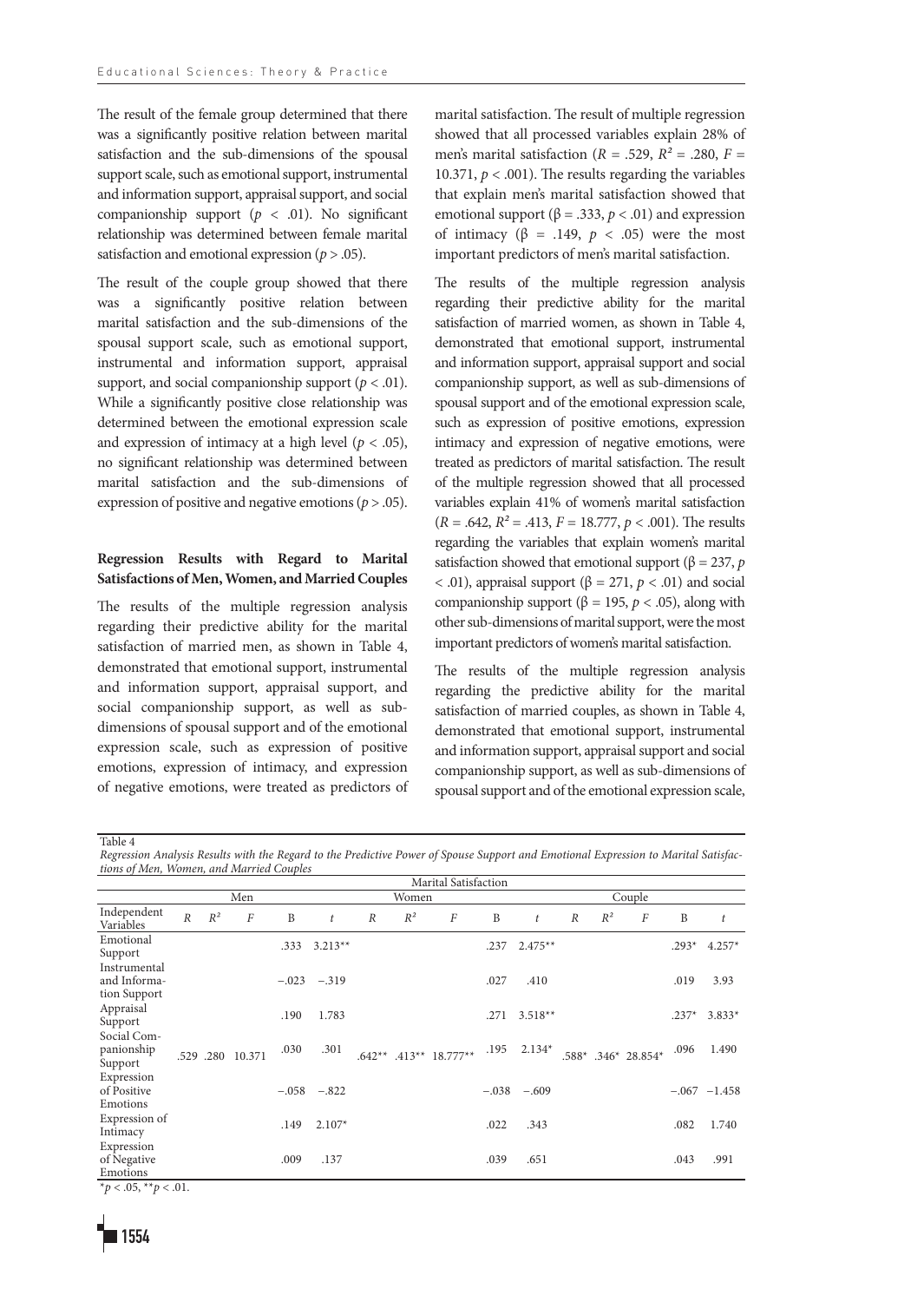The result of the female group determined that there was a significantly positive relation between marital satisfaction and the sub-dimensions of the spousal support scale, such as emotional support, instrumental and information support, appraisal support, and social companionship support ($p < .01$). No significant relationship was determined between female marital satisfaction and emotional expression ($p > .05$).

The result of the couple group showed that there was a significantly positive relation between marital satisfaction and the sub-dimensions of the spousal support scale, such as emotional support, instrumental and information support, appraisal support, and social companionship support ($p < .01$). While a significantly positive close relationship was determined between the emotional expression scale and expression of intimacy at a high level ($p < .05$), no significant relationship was determined between marital satisfaction and the sub-dimensions of expression of positive and negative emotions ($p > .05$).

**Regression Results with Regard to Marital Satisfactions of Men, Women, and Married Couples**

The results of the multiple regression analysis regarding their predictive ability for the marital satisfaction of married men, as shown in Table 4, demonstrated that emotional support, instrumental and information support, appraisal support, and social companionship support, as well as sub-dimensions of spousal support and of the emotional expression scale, such as expression of positive emotions, expression of intimacy, and expression of negative emotions, were treated as predictors of marital satisfaction. The result of multiple regression showed that all processed variables explain 28% of men's marital satisfaction ($R = .529$, $R^2 = .280$, $F = 10.371$, $p < .001$). The results regarding the variables that explain men's marital satisfaction showed that emotional support ($\beta = .333$, $p < .01$) and expression of intimacy ($\beta = .149$, $p < .05$) were the most important predictors of men's marital satisfaction.

The results of the multiple regression analysis regarding their predictive ability for the marital satisfaction of married women, as shown in Table 4, demonstrated that emotional support, instrumental and information support, appraisal support and social companionship support, as well as sub-dimensions of spousal support and of the emotional expression scale, such as expression of positive emotions, expression intimacy and expression of negative emotions, were treated as predictors of marital satisfaction. The result of the multiple regression showed that all processed variables explain 41% of women's marital satisfaction ($R = .642$, $R^2 = .413$, $F = 18.777$, $p < .001$). The results regarding the variables that explain women's marital satisfaction showed that emotional support ($\beta = 237$, $p < .01$), appraisal support ($\beta = 271$, $p < .01$) and social companionship support ($\beta = 195$, $p < .05$), along with other sub-dimensions of marital support, were the most important predictors of women's marital satisfaction.

The results of the multiple regression analysis regarding the predictive ability for the marital satisfaction of married couples, as shown in Table 4, demonstrated that emotional support, instrumental and information support, appraisal support and social companionship support, as well as sub-dimensions of spousal support and of the emotional expression scale,

Table 4

*Regression Analysis Results with the Regard to the Predictive Power of Spouse Support and Emotional Expression to Marital Satisfactions of Men, Women, and Married Couples*

| | Marital Satisfaction | | | | | | | | | | | | | | |
|---|---|---|---|---|---|---|---|---|---|---|---|---|---|---|---|
| | Men | | | | | Women | | | | | Couple | | | | |
| Independent Variables | $R$ | $R^2$ | $F$ | B | $t$ | $R$ | $R^2$ | $F$ | B | $t$ | $R$ | $R^2$ | $F$ | B | $t$ |
| Emotional Support | | | | .333 | 3.213** | | | | .237 | 2.475** | | | | .293* | 4.257* |
| Instrumental and Information Support | | | | −.023 | −.319 | | | | .027 | .410 | | | | .019 | 3.93 |
| Appraisal Support | | | | .190 | 1.783 | | | | .271 | 3.518** | | | | .237* | 3.833* |
| Social Companionship Support | .529 | .280 | 10.371 | .030 | .301 | .642** | .413** | 18.777** | .195 | 2.134* | .588* | .346* | 28.854* | .096 | 1.490 |
| Expression of Positive Emotions | | | | −.058 | −.822 | | | | −.038 | −.609 | | | | −.067 | −1.458 |
| Expression of Intimacy | | | | .149 | 2.107* | | | | .022 | .343 | | | | .082 | 1.740 |
| Expression of Negative Emotions | | | | .009 | .137 | | | | .039 | .651 | | | | .043 | .991 |

*$p < .05$, **$p < .01$.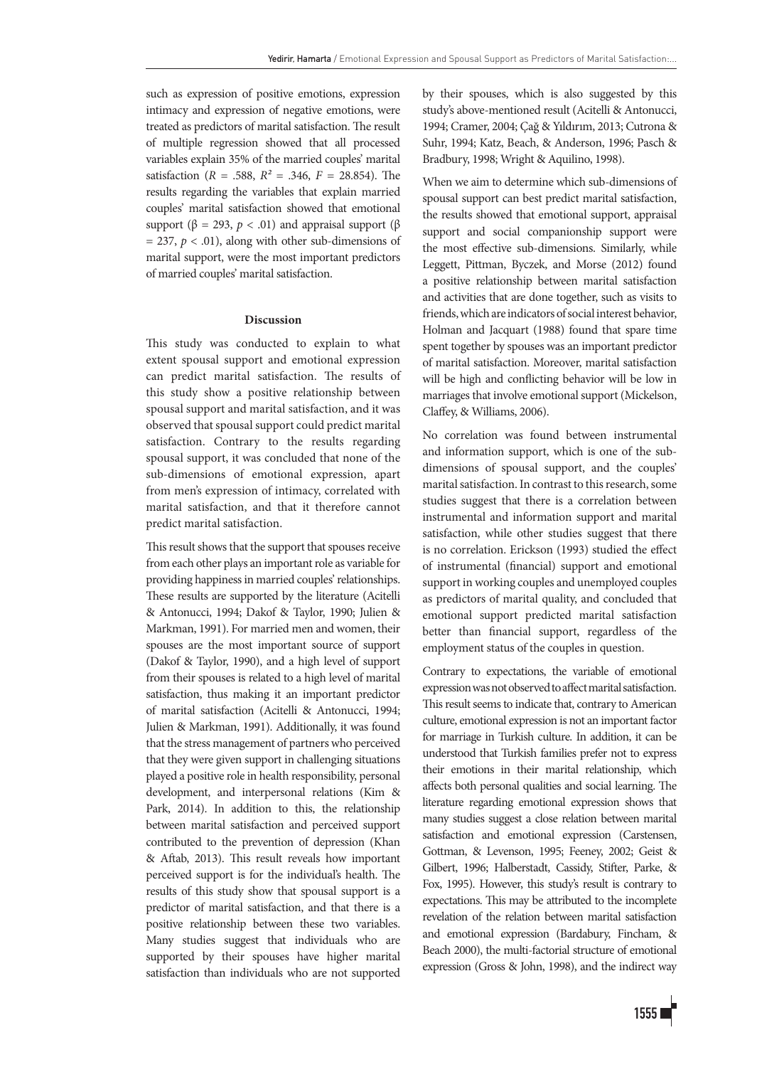such as expression of positive emotions, expression intimacy and expression of negative emotions, were treated as predictors of marital satisfaction. The result of multiple regression showed that all processed variables explain 35% of the married couples' marital satisfaction ($R$ = .588, $R^2$ = .346, $F$ = 28.854). The results regarding the variables that explain married couples' marital satisfaction showed that emotional support (β = 293, $p$ < .01) and appraisal support (β = 237, $p$ < .01), along with other sub-dimensions of marital support, were the most important predictors of married couples' marital satisfaction.

## Discussion

This study was conducted to explain to what extent spousal support and emotional expression can predict marital satisfaction. The results of this study show a positive relationship between spousal support and marital satisfaction, and it was observed that spousal support could predict marital satisfaction. Contrary to the results regarding spousal support, it was concluded that none of the sub-dimensions of emotional expression, apart from men's expression of intimacy, correlated with marital satisfaction, and that it therefore cannot predict marital satisfaction.

This result shows that the support that spouses receive from each other plays an important role as variable for providing happiness in married couples' relationships. These results are supported by the literature (Acitelli & Antonucci, 1994; Dakof & Taylor, 1990; Julien & Markman, 1991). For married men and women, their spouses are the most important source of support (Dakof & Taylor, 1990), and a high level of support from their spouses is related to a high level of marital satisfaction, thus making it an important predictor of marital satisfaction (Acitelli & Antonucci, 1994; Julien & Markman, 1991). Additionally, it was found that the stress management of partners who perceived that they were given support in challenging situations played a positive role in health responsibility, personal development, and interpersonal relations (Kim & Park, 2014). In addition to this, the relationship between marital satisfaction and perceived support contributed to the prevention of depression (Khan & Aftab, 2013). This result reveals how important perceived support is for the individual's health. The results of this study show that spousal support is a predictor of marital satisfaction, and that there is a positive relationship between these two variables. Many studies suggest that individuals who are supported by their spouses have higher marital satisfaction than individuals who are not supported by their spouses, which is also suggested by this study's above-mentioned result (Acitelli & Antonucci, 1994; Cramer, 2004; Çağ & Yıldırım, 2013; Cutrona & Suhr, 1994; Katz, Beach, & Anderson, 1996; Pasch & Bradbury, 1998; Wright & Aquilino, 1998).

When we aim to determine which sub-dimensions of spousal support can best predict marital satisfaction, the results showed that emotional support, appraisal support and social companionship support were the most effective sub-dimensions. Similarly, while Leggett, Pittman, Byczek, and Morse (2012) found a positive relationship between marital satisfaction and activities that are done together, such as visits to friends, which are indicators of social interest behavior, Holman and Jacquart (1988) found that spare time spent together by spouses was an important predictor of marital satisfaction. Moreover, marital satisfaction will be high and conflicting behavior will be low in marriages that involve emotional support (Mickelson, Claffey, & Williams, 2006).

No correlation was found between instrumental and information support, which is one of the sub-dimensions of spousal support, and the couples' marital satisfaction. In contrast to this research, some studies suggest that there is a correlation between instrumental and information support and marital satisfaction, while other studies suggest that there is no correlation. Erickson (1993) studied the effect of instrumental (financial) support and emotional support in working couples and unemployed couples as predictors of marital quality, and concluded that emotional support predicted marital satisfaction better than financial support, regardless of the employment status of the couples in question.

Contrary to expectations, the variable of emotional expression was not observed to affect marital satisfaction. This result seems to indicate that, contrary to American culture, emotional expression is not an important factor for marriage in Turkish culture. In addition, it can be understood that Turkish families prefer not to express their emotions in their marital relationship, which affects both personal qualities and social learning. The literature regarding emotional expression shows that many studies suggest a close relation between marital satisfaction and emotional expression (Carstensen, Gottman, & Levenson, 1995; Feeney, 2002; Geist & Gilbert, 1996; Halberstadt, Cassidy, Stifter, Parke, & Fox, 1995). However, this study's result is contrary to expectations. This may be attributed to the incomplete revelation of the relation between marital satisfaction and emotional expression (Bardabury, Fincham, & Beach 2000), the multi-factorial structure of emotional expression (Gross & John, 1998), and the indirect way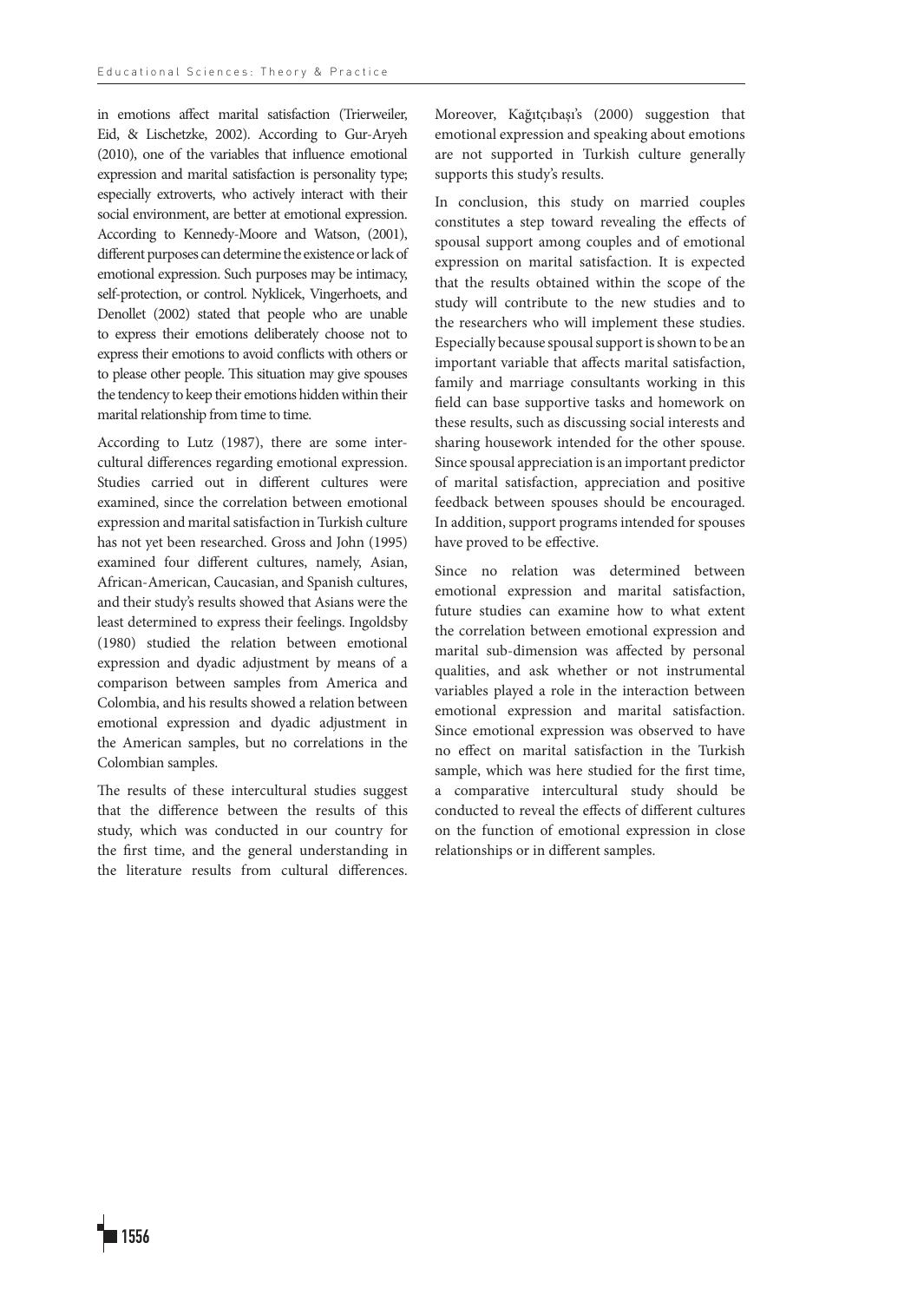in emotions affect marital satisfaction (Trierweiler, Eid, & Lischetzke, 2002). According to Gur-Aryeh (2010), one of the variables that influence emotional expression and marital satisfaction is personality type; especially extroverts, who actively interact with their social environment, are better at emotional expression. According to Kennedy-Moore and Watson, (2001), different purposes can determine the existence or lack of emotional expression. Such purposes may be intimacy, self-protection, or control. Nyklicek, Vingerhoets, and Denollet (2002) stated that people who are unable to express their emotions deliberately choose not to express their emotions to avoid conflicts with others or to please other people. This situation may give spouses the tendency to keep their emotions hidden within their marital relationship from time to time.

According to Lutz (1987), there are some intercultural differences regarding emotional expression. Studies carried out in different cultures were examined, since the correlation between emotional expression and marital satisfaction in Turkish culture has not yet been researched. Gross and John (1995) examined four different cultures, namely, Asian, African-American, Caucasian, and Spanish cultures, and their study's results showed that Asians were the least determined to express their feelings. Ingoldsby (1980) studied the relation between emotional expression and dyadic adjustment by means of a comparison between samples from America and Colombia, and his results showed a relation between emotional expression and dyadic adjustment in the American samples, but no correlations in the Colombian samples.

The results of these intercultural studies suggest that the difference between the results of this study, which was conducted in our country for the first time, and the general understanding in the literature results from cultural differences. Moreover, Kağıtçıbaşı's (2000) suggestion that emotional expression and speaking about emotions are not supported in Turkish culture generally supports this study's results.

In conclusion, this study on married couples constitutes a step toward revealing the effects of spousal support among couples and of emotional expression on marital satisfaction. It is expected that the results obtained within the scope of the study will contribute to the new studies and to the researchers who will implement these studies. Especially because spousal support is shown to be an important variable that affects marital satisfaction, family and marriage consultants working in this field can base supportive tasks and homework on these results, such as discussing social interests and sharing housework intended for the other spouse. Since spousal appreciation is an important predictor of marital satisfaction, appreciation and positive feedback between spouses should be encouraged. In addition, support programs intended for spouses have proved to be effective.

Since no relation was determined between emotional expression and marital satisfaction, future studies can examine how to what extent the correlation between emotional expression and marital sub-dimension was affected by personal qualities, and ask whether or not instrumental variables played a role in the interaction between emotional expression and marital satisfaction. Since emotional expression was observed to have no effect on marital satisfaction in the Turkish sample, which was here studied for the first time, a comparative intercultural study should be conducted to reveal the effects of different cultures on the function of emotional expression in close relationships or in different samples.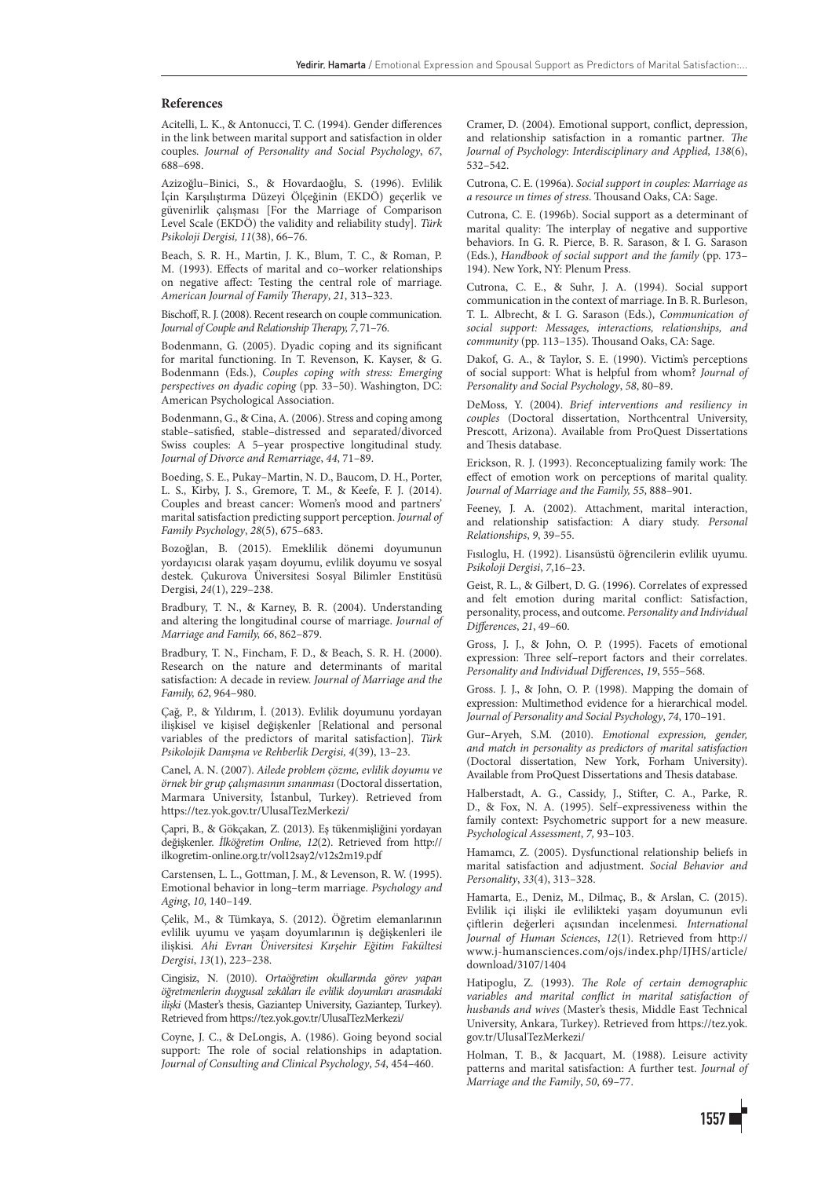## References

Acitelli, L. K., & Antonucci, T. C. (1994). Gender differences in the link between marital support and satisfaction in older couples. *Journal of Personality and Social Psychology*, *67*, 688–698.

Azizoğlu–Binici, S., & Hovardaoğlu, S. (1996). Evlilik İçin Karşılıştırma Düzeyi Ölçeğinin (EKDÖ) geçerlik ve güvenirlik çalışması [For the Marriage of Comparison Level Scale (EKDÖ) the validity and reliability study]. *Türk Psikoloji Dergisi, 11*(38), 66–76.

Beach, S. R. H., Martin, J. K., Blum, T. C., & Roman, P. M. (1993). Effects of marital and co–worker relationships on negative affect: Testing the central role of marriage. *American Journal of Family Therapy*, *21*, 313–323.

Bischoff, R. J. (2008). Recent research on couple communication. *Journal of Couple and Relationship Therapy, 7*, 71–76.

Bodenmann, G. (2005). Dyadic coping and its significant for marital functioning. In T. Revenson, K. Kayser, & G. Bodenmann (Eds.), *Couples coping with stress: Emerging perspectives on dyadic coping* (pp. 33–50). Washington, DC: American Psychological Association.

Bodenmann, G., & Cina, A. (2006). Stress and coping among stable–satisfied, stable–distressed and separated/divorced Swiss couples: A 5–year prospective longitudinal study. *Journal of Divorce and Remarriage*, *44*, 71–89.

Boeding, S. E., Pukay–Martin, N. D., Baucom, D. H., Porter, L. S., Kirby, J. S., Gremore, T. M., & Keefe, F. J. (2014). Couples and breast cancer: Women's mood and partners' marital satisfaction predicting support perception. *Journal of Family Psychology*, *28*(5), 675–683.

Bozoğlan, B. (2015). Emeklilik dönemi doyumunun yordayıcısı olarak yaşam doyumu, evlilik doyumu ve sosyal destek. Çukurova Üniversitesi Sosyal Bilimler Enstitüsü Dergisi, *24*(1), 229–238.

Bradbury, T. N., & Karney, B. R. (2004). Understanding and altering the longitudinal course of marriage. *Journal of Marriage and Family, 66*, 862–879.

Bradbury, T. N., Fincham, F. D., & Beach, S. R. H. (2000). Research on the nature and determinants of marital satisfaction: A decade in review. *Journal of Marriage and the Family, 62*, 964–980.

Çağ, P., & Yıldırım, İ. (2013). Evlilik doyumunu yordayan ilişkisel ve kişisel değişkenler [Relational and personal variables of the predictors of marital satisfaction]. *Türk Psikolojik Danışma ve Rehberlik Dergisi, 4*(39), 13–23.

Canel, A. N. (2007). *Ailede problem çözme, evlilik doyumu ve örnek bir grup çalışmasının sınanması* (Doctoral dissertation, Marmara University, İstanbul, Turkey). Retrieved from https://tez.yok.gov.tr/UlusalTezMerkezi/

Çapri, B., & Gökçakan, Z. (2013). Eş tükenmişliğini yordayan değişkenler. *İlköğretim Online, 12*(2). Retrieved from http://ilkogretim-online.org.tr/vol12say2/v12s2m19.pdf

Carstensen, L. L., Gottman, J. M., & Levenson, R. W. (1995). Emotional behavior in long–term marriage. *Psychology and Aging*, *10,* 140–149.

Çelik, M., & Tümkaya, S. (2012). Öğretim elemanlarının evlilik uyumu ve yaşam doyumlarının iş değişkenleri ile ilişkisi. *Ahi Evran Üniversitesi Kırşehir Eğitim Fakültesi Dergisi*, *13*(1), 223–238.

Cingisiz, N. (2010). *Ortaöğretim okullarında görev yapan öğretmenlerin duygusal zekâları ile evlilik doyumları arasındaki ilişki* (Master's thesis, Gaziantep University, Gaziantep, Turkey). Retrieved from https://tez.yok.gov.tr/UlusalTezMerkezi/

Coyne, J. C., & DeLongis, A. (1986). Going beyond social support: The role of social relationships in adaptation. *Journal of Consulting and Clinical Psychology*, *54*, 454–460.

Cramer, D. (2004). Emotional support, conflict, depression, and relationship satisfaction in a romantic partner. *The Journal of Psychology*: *Interdisciplinary and Applied, 138*(6), 532–542.

Cutrona, C. E. (1996a). *Social support in couples: Marriage as a resource ın times of stress*. Thousand Oaks, CA: Sage.

Cutrona, C. E. (1996b). Social support as a determinant of marital quality: The interplay of negative and supportive behaviors. In G. R. Pierce, B. R. Sarason, & I. G. Sarason (Eds.), *Handbook of social support and the family* (pp. 173–194). New York, NY: Plenum Press.

Cutrona, C. E., & Suhr, J. A. (1994). Social support communication in the context of marriage. In B. R. Burleson, T. L. Albrecht, & I. G. Sarason (Eds.), *Communication of social support: Messages, interactions, relationships, and community* (pp. 113–135). Thousand Oaks, CA: Sage.

Dakof, G. A., & Taylor, S. E. (1990). Victim's perceptions of social support: What is helpful from whom? *Journal of Personality and Social Psychology*, *58*, 80–89.

DeMoss, Y. (2004). *Brief interventions and resiliency in couples* (Doctoral dissertation, Northcentral University, Prescott, Arizona). Available from ProQuest Dissertations and Thesis database.

Erickson, R. J. (1993). Reconceptualizing family work: The effect of emotion work on perceptions of marital quality. *Journal of Marriage and the Family, 55*, 888–901.

Feeney, J. A. (2002). Attachment, marital interaction, and relationship satisfaction: A diary study. *Personal Relationships*, *9*, 39–55.

Fısıloglu, H. (1992). Lisansüstü öğrencilerin evlilik uyumu. *Psikoloji Dergisi*, *7*,16–23.

Geist, R. L., & Gilbert, D. G. (1996). Correlates of expressed and felt emotion during marital conflict: Satisfaction, personality, process, and outcome. *Personality and Individual Differences*, *21*, 49–60.

Gross, J. J., & John, O. P. (1995). Facets of emotional expression: Three self–report factors and their correlates. *Personality and Individual Differences*, *19*, 555–568.

Gross. J. J., & John, O. P. (1998). Mapping the domain of expression: Multimethod evidence for a hierarchical model. *Journal of Personality and Social Psychology*, *74*, 170–191.

Gur–Aryeh, S.M. (2010). *Emotional expression, gender, and match in personality as predictors of marital satisfaction* (Doctoral dissertation, New York, Forham University). Available from ProQuest Dissertations and Thesis database.

Halberstadt, A. G., Cassidy, J., Stifter, C. A., Parke, R. D., & Fox, N. A. (1995). Self–expressiveness within the family context: Psychometric support for a new measure. *Psychological Assessment*, *7,* 93–103.

Hamamcı, Z. (2005). Dysfunctional relationship beliefs in marital satisfaction and adjustment. *Social Behavior and Personality*, *33*(4), 313–328.

Hamarta, E., Deniz, M., Dilmaç, B., & Arslan, C. (2015). Evlilik içi ilişki ile evlilikteki yaşam doyumunun evli çiftlerin değerleri açısından incelenmesi. *International Journal of Human Sciences*, *12*(1). Retrieved from http://www.j-humansciences.com/ojs/index.php/IJHS/article/download/3107/1404

Hatipoglu, Z. (1993). *The Role of certain demographic variables and marital conflict in marital satisfaction of husbands and wives* (Master's thesis, Middle East Technical University, Ankara, Turkey). Retrieved from https://tez.yok.gov.tr/UlusalTezMerkezi/

Holman, T. B., & Jacquart, M. (1988). Leisure activity patterns and marital satisfaction: A further test. *Journal of Marriage and the Family*, *50*, 69–77.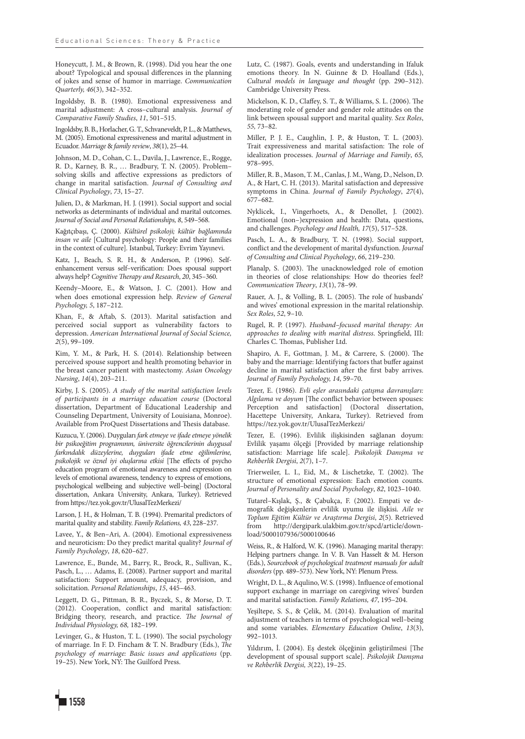Honeycutt, J. M., & Brown, R. (1998). Did you hear the one about? Typological and spousal differences in the planning of jokes and sense of humor in marriage. *Communication Quarterly, 46*(3), 342–352.

Ingoldsby, B. B. (1980). Emotional expressiveness and marital adjustment: A cross–cultural analysis. *Journal of Comparative Family Studies*, *11*, 501–515.

Ingoldsby, B. B., Horlacher, G. T., Schvaneveldt, P. L., & Matthews, M. (2005). Emotional expressiveness and marital adjustment in Ecuador. *Marriage & family review*, *38*(1), 25–44.

Johnson, M. D., Cohan, C. L., Davila, J., Lawrence, E., Rogge, R. D., Karney, B. R., … Bradbury, T. N. (2005). Problem–solving skills and affective expressions as predictors of change in marital satisfaction. *Journal of Consulting and Clinical Psychology*, *73*, 15–27.

Julien, D., & Markman, H. J. (1991). Social support and social networks as determinants of individual and marital outcomes. *Journal of Social and Personal Relationships, 8*, 549–568.

Kağıtçıbaşı, Ç. (2000). *Kültürel psikoloji; kültür bağlamında insan ve aile* [Cultural psychology: People and their families in the context of culture]. Istanbul, Turkey: Evrim Yayınevi.

Katz, J., Beach, S. R. H., & Anderson, P. (1996). Self-enhancement versus self–verification: Does spousal support always help? *Cognitive Therapy and Research*, *20*, 345–360.

Keendy–Moore, E., & Watson, J. C. (2001). How and when does emotional expression help. *Review of General Psychology, 5*, 187–212.

Khan, F., & Aftab, S. (2013). Marital satisfaction and perceived social support as vulnerability factors to depression. *American International Journal of Social Science, 2*(5), 99–109.

Kim, Y. M., & Park, H. S. (2014). Relationship between perceived spouse support and health promoting behavior in the breast cancer patient with mastectomy. *Asian Oncology Nursing*, *14*(4), 203–211.

Kirby, J. S. (2005). *A study of the marital satisfaction levels of participants in a marriage education course* (Doctoral dissertation, Department of Educational Leadership and Counseling Department, University of Louisiana, Monroe). Available from ProQuest Dissertations and Thesis database.

Kuzucu, Y. (2006). Duyguları *fark etmeye ve ifade etmeye yönelik bir psikoeğitim programının, üniversite öğrencilerinin duygusal farkındalık düzeylerine, duyguları ifade etme eğilimlerine, psikolojik ve öznel iyi oluşlarına etkisi* [The effects of psycho education program of emotional awareness and expression on levels of emotional awareness, tendency to express of emotions, psychological wellbeing and subjective well–being] (Doctoral dissertation, Ankara University, Ankara, Turkey). Retrieved from https://tez.yok.gov.tr/UlusalTezMerkezi/

Larson, J. H., & Holman, T. B. (1994). Premarital predictors of marital quality and stability. *Family Relations, 43*, 228–237.

Lavee, Y., & Ben–Ari, A. (2004). Emotional expressiveness and neuroticism: Do they predict marital quality? *Journal of Family Psychology*, *18*, 620–627.

Lawrence, E., Bunde, M., Barry, R., Brock, R., Sullivan, K., Pasch, L., … Adams, E. (2008). Partner support and marital satisfaction: Support amount, adequacy, provision, and solicitation. *Personal Relationships*, *15*, 445–463.

Leggett, D. G., Pittman, B. R., Byczek, S., & Morse, D. T. (2012). Cooperation, conflict and marital satisfaction: Bridging theory, research, and practice. *The Journal of Individual Physiology, 68,* 182–199.

Levinger, G., & Huston, T. L. (1990). The social psychology of marriage. In F. D. Fincham & T. N. Bradbury (Eds.), *The psychology of marriage: Basic issues and applications* (pp. 19–25). New York, NY: The Guilford Press.

Lutz, C. (1987). Goals, events and understanding in Ifaluk emotions theory. In N. Guinne & D. Hoalland (Eds.), *Cultural models in language and thought* (pp. 290–312). Cambridge University Press.

Mickelson, K. D., Claffey, S. T., & Williams, S. L. (2006). The moderating role of gender and gender role attitudes on the link between spousal support and marital quality. *Sex Roles*, *55,* 73–82.

Miller, P. J. E., Caughlin, J. P., & Huston, T. L. (2003). Trait expressiveness and marital satisfaction: The role of idealization processes. *Journal of Marriage and Family*, *65,* 978–995.

Miller, R. B., Mason, T. M., Canlas, J. M., Wang, D., Nelson, D. A., & Hart, C. H. (2013). Marital satisfaction and depressive symptoms in China. *Journal of Family Psychology*, *27*(4), 677–682.

Nyklicek, I., Vingerhoets, A., & Denollet, J. (2002). Emotional (non–)expression and health: Data, questions, and challenges. *Psychology and Health, 17*(5), 517–528.

Pasch, L. A., & Bradbury, T. N. (1998). Social support, conflict and the development of marital dysfunction. *Journal of Consulting and Clinical Psychology*, *66*, 219–230.

Planalp, S. (2003). The unacknowledged role of emotion in theories of close relationships: How do theories feel? *Communication Theory*, *13*(1), 78–99.

Rauer, A. J., & Volling, B. L. (2005). The role of husbands' and wives' emotional expression in the marital relationship. *Sex Roles*, *52*, 9–10.

Rugel, R. P. (1997). *Husband–focused marital therapy: An approaches to dealing with marital distress*. Springfield, III: Charles C. Thomas, Publisher Ltd.

Shapiro, A. F., Gottman, J. M., & Carrere, S. (2000). The baby and the marriage: Identifying factors that buffer against decline in marital satisfaction after the first baby arrives. *Journal of Family Psychology, 14*, 59–70.

Tezer, E. (1986). *Evli eşler arasındaki çatışma davranışları: Algılama ve doyum* [The conflict behavior between spouses: Perception and satisfaction] (Doctoral dissertation, Hacettepe University, Ankara, Turkey). Retrieved from https://tez.yok.gov.tr/UlusalTezMerkezi/

Tezer, E. (1996). Evlilik ilişkisinden sağlanan doyum: Evlilik yaşamı ölçeği [Provided by marriage relationship satisfaction: Marriage life scale]. *Psikolojik Danışma ve Rehberlik Dergisi*, *2*(7), 1–7.

Trierweiler, L. I., Eid, M., & Lischetzke, T. (2002). The structure of emotional expression: Each emotion counts. *Journal of Personality and Social Psychology*, *82*, 1023–1040.

Tutarel–Kışlak, Ş., & Çabukça, F. (2002). Empati ve demografik değişkenlerin evlilik uyumu ile ilişkisi. *Aile ve Toplum Eğitim Kültür ve Araştırma Dergisi*, *2*(5). Retrieved from http://dergipark.ulakbim.gov.tr/spcd/article/download/5000107936/5000100646

Weiss, R., & Halford, W. K. (1996). Managing marital therapy: Helping partners change. In V. B. Van Hasselt & M. Herson (Eds.), *Sourcebook of psychological treatment manuals for adult disorders* (pp. 489–573). New York, NY: Plenum Press.

Wright, D. L., & Aqulino, W. S. (1998). Influence of emotional support exchange in marriage on caregiving wives' burden and marital satisfaction. *Family Relations, 47*, 195–204.

Yeşiltepe, S. S., & Çelik, M. (2014). Evaluation of marital adjustment of teachers in terms of psychological well–being and some variables. *Elementary Education Online*, *13*(3), 992–1013.

Yıldırım, İ. (2004). Eş destek ölçeğinin geliştirilmesi [The development of spousal support scale]. *Psikolojik Danışma ve Rehberlik Dergisi, 3*(22), 19–25.